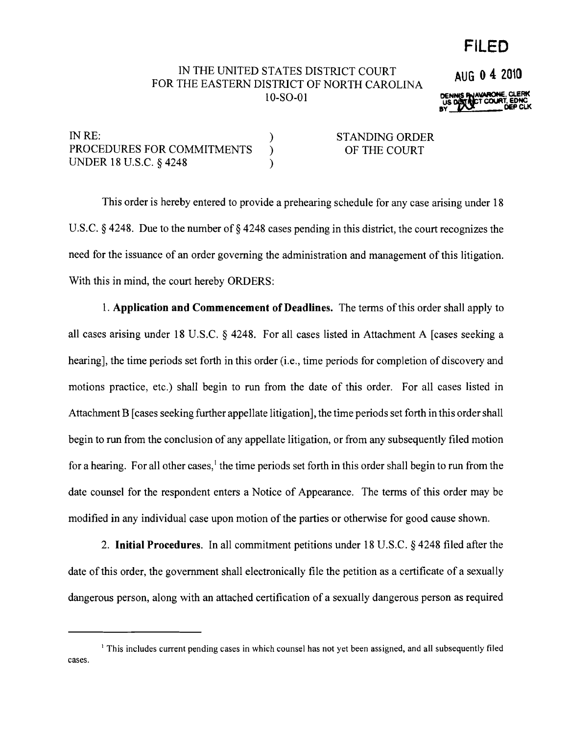**FILED**

**AUG 0 4 2010**

DENNIS P. IAVARONE, CLERK
US DISTRICT COURT, EDNC
BY ______ DEP CLK

IN THE UNITED STATES DISTRICT COURT
FOR THE EASTERN DISTRICT OF NORTH CAROLINA
10-SO-01

| | | |
|---|---|---|
| IN RE: | ) | STANDING ORDER |
| PROCEDURES FOR COMMITMENTS | ) | OF THE COURT |
| UNDER 18 U.S.C. § 4248 | ) | |

This order is hereby entered to provide a prehearing schedule for any case arising under 18 U.S.C. § 4248. Due to the number of § 4248 cases pending in this district, the court recognizes the need for the issuance of an order governing the administration and management of this litigation. With this in mind, the court hereby ORDERS:

1. **Application and Commencement of Deadlines.** The terms of this order shall apply to all cases arising under 18 U.S.C. § 4248. For all cases listed in Attachment A [cases seeking a hearing], the time periods set forth in this order (i.e., time periods for completion of discovery and motions practice, etc.) shall begin to run from the date of this order. For all cases listed in Attachment B [cases seeking further appellate litigation], the time periods set forth in this order shall begin to run from the conclusion of any appellate litigation, or from any subsequently filed motion for a hearing. For all other cases,[1] the time periods set forth in this order shall begin to run from the date counsel for the respondent enters a Notice of Appearance. The terms of this order may be modified in any individual case upon motion of the parties or otherwise for good cause shown.

2. **Initial Procedures.** In all commitment petitions under 18 U.S.C. § 4248 filed after the date of this order, the government shall electronically file the petition as a certificate of a sexually dangerous person, along with an attached certification of a sexually dangerous person as required

[1] This includes current pending cases in which counsel has not yet been assigned, and all subsequently filed cases.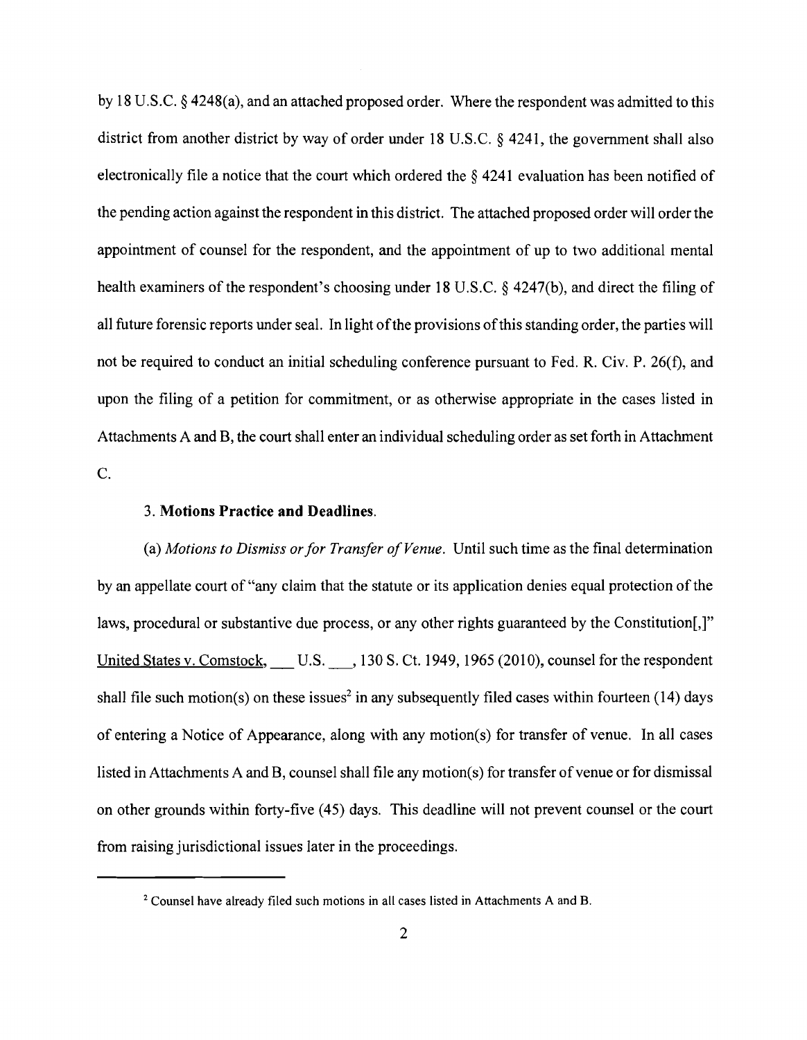by 18 U.S.C. § 4248(a), and an attached proposed order. Where the respondent was admitted to this district from another district by way of order under 18 U.S.C. § 4241, the government shall also electronically file a notice that the court which ordered the § 4241 evaluation has been notified of the pending action against the respondent in this district. The attached proposed order will order the appointment of counsel for the respondent, and the appointment of up to two additional mental health examiners of the respondent's choosing under 18 U.S.C. § 4247(b), and direct the filing of all future forensic reports under seal. In light of the provisions of this standing order, the parties will not be required to conduct an initial scheduling conference pursuant to Fed. R. Civ. P. 26(f), and upon the filing of a petition for commitment, or as otherwise appropriate in the cases listed in Attachments A and B, the court shall enter an individual scheduling order as set forth in Attachment C.

3. **Motions Practice and Deadlines**.

(a) *Motions to Dismiss or for Transfer of Venue*. Until such time as the final determination by an appellate court of "any claim that the statute or its application denies equal protection of the laws, procedural or substantive due process, or any other rights guaranteed by the Constitution[,]" United States v. Comstock, ___ U.S. ___, 130 S. Ct. 1949, 1965 (2010), counsel for the respondent shall file such motion(s) on these issues[2] in any subsequently filed cases within fourteen (14) days of entering a Notice of Appearance, along with any motion(s) for transfer of venue. In all cases listed in Attachments A and B, counsel shall file any motion(s) for transfer of venue or for dismissal on other grounds within forty-five (45) days. This deadline will not prevent counsel or the court from raising jurisdictional issues later in the proceedings.

[2] Counsel have already filed such motions in all cases listed in Attachments A and B.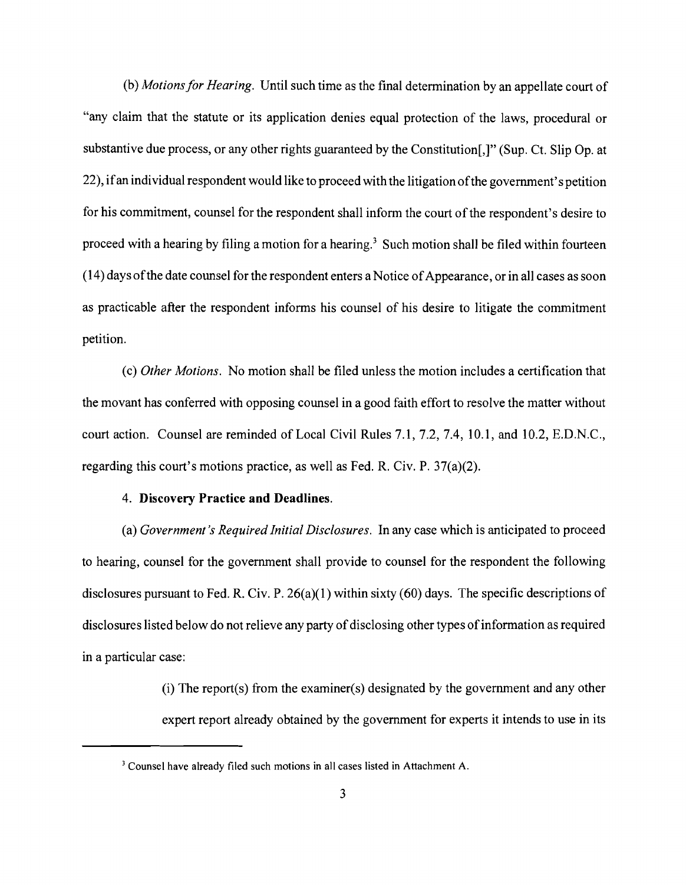(b) *Motions for Hearing*. Until such time as the final determination by an appellate court of "any claim that the statute or its application denies equal protection of the laws, procedural or substantive due process, or any other rights guaranteed by the Constitution[,]" (Sup. Ct. Slip Op. at 22), if an individual respondent would like to proceed with the litigation of the government's petition for his commitment, counsel for the respondent shall inform the court of the respondent's desire to proceed with a hearing by filing a motion for a hearing.[3] Such motion shall be filed within fourteen (14) days of the date counsel for the respondent enters a Notice of Appearance, or in all cases as soon as practicable after the respondent informs his counsel of his desire to litigate the commitment petition.

(c) *Other Motions*. No motion shall be filed unless the motion includes a certification that the movant has conferred with opposing counsel in a good faith effort to resolve the matter without court action. Counsel are reminded of Local Civil Rules 7.1, 7.2, 7.4, 10.1, and 10.2, E.D.N.C., regarding this court's motions practice, as well as Fed. R. Civ. P. 37(a)(2).

4. **Discovery Practice and Deadlines**.

(a) *Government's Required Initial Disclosures*. In any case which is anticipated to proceed to hearing, counsel for the government shall provide to counsel for the respondent the following disclosures pursuant to Fed. R. Civ. P. 26(a)(1) within sixty (60) days. The specific descriptions of disclosures listed below do not relieve any party of disclosing other types of information as required in a particular case:

(i) The report(s) from the examiner(s) designated by the government and any other expert report already obtained by the government for experts it intends to use in its

[3] Counsel have already filed such motions in all cases listed in Attachment A.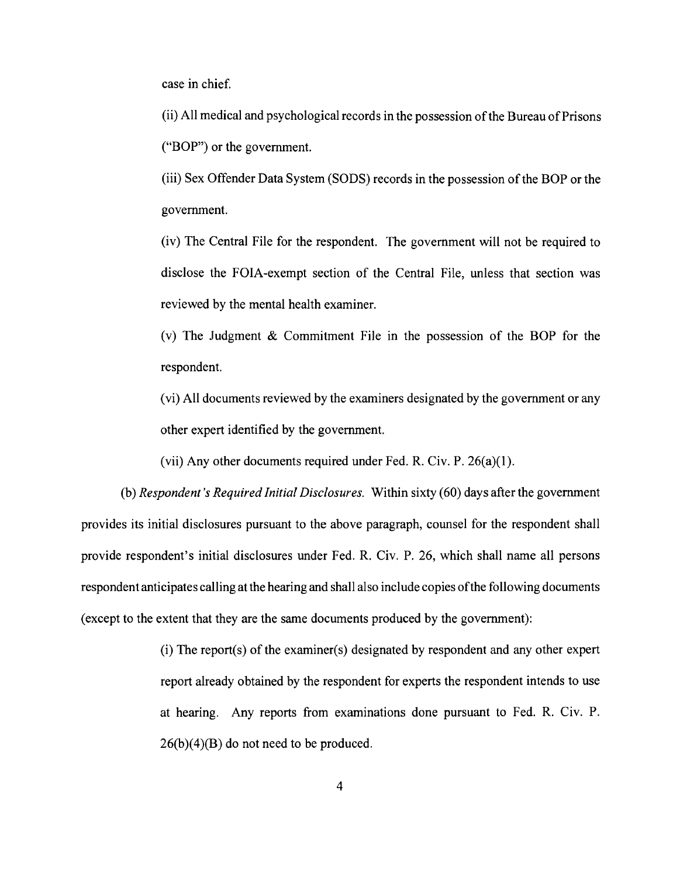case in chief.

(ii) All medical and psychological records in the possession of the Bureau of Prisons ("BOP") or the government.

(iii) Sex Offender Data System (SODS) records in the possession of the BOP or the government.

(iv) The Central File for the respondent. The government will not be required to disclose the FOIA-exempt section of the Central File, unless that section was reviewed by the mental health examiner.

(v) The Judgment & Commitment File in the possession of the BOP for the respondent.

(vi) All documents reviewed by the examiners designated by the government or any other expert identified by the government.

(vii) Any other documents required under Fed. R. Civ. P. 26(a)(1).

(b) *Respondent's Required Initial Disclosures.* Within sixty (60) days after the government provides its initial disclosures pursuant to the above paragraph, counsel for the respondent shall provide respondent's initial disclosures under Fed. R. Civ. P. 26, which shall name all persons respondent anticipates calling at the hearing and shall also include copies of the following documents (except to the extent that they are the same documents produced by the government):

(i) The report(s) of the examiner(s) designated by respondent and any other expert report already obtained by the respondent for experts the respondent intends to use at hearing. Any reports from examinations done pursuant to Fed. R. Civ. P. 26(b)(4)(B) do not need to be produced.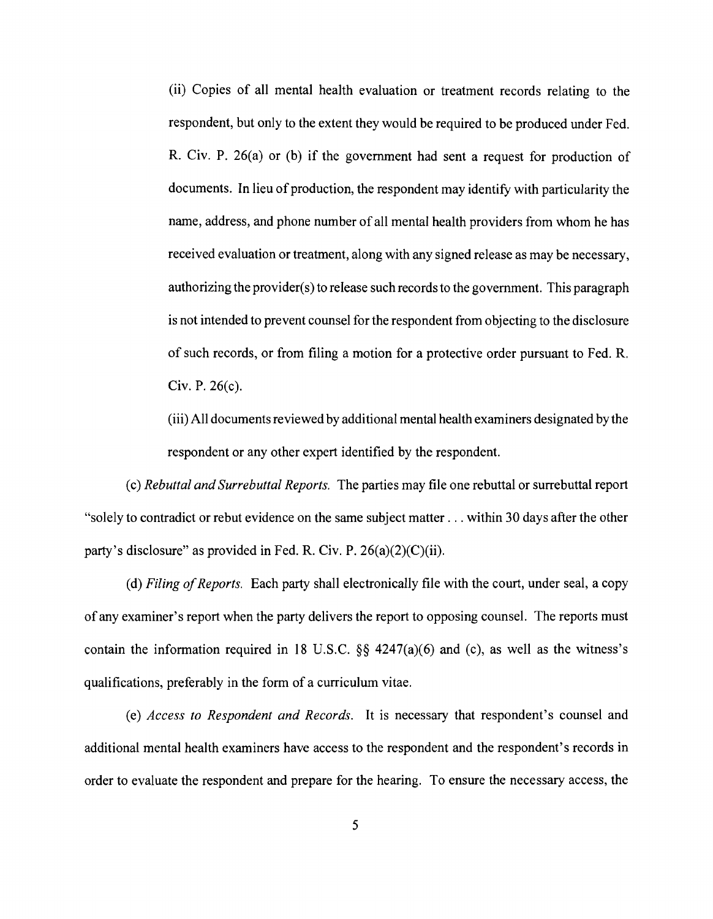(ii) Copies of all mental health evaluation or treatment records relating to the respondent, but only to the extent they would be required to be produced under Fed. R. Civ. P. 26(a) or (b) if the government had sent a request for production of documents. In lieu of production, the respondent may identify with particularity the name, address, and phone number of all mental health providers from whom he has received evaluation or treatment, along with any signed release as may be necessary, authorizing the provider(s) to release such records to the government. This paragraph is not intended to prevent counsel for the respondent from objecting to the disclosure of such records, or from filing a motion for a protective order pursuant to Fed. R. Civ. P. 26(c).

(iii) All documents reviewed by additional mental health examiners designated by the respondent or any other expert identified by the respondent.

(c) *Rebuttal and Surrebuttal Reports.* The parties may file one rebuttal or surrebuttal report "solely to contradict or rebut evidence on the same subject matter . . . within 30 days after the other party's disclosure" as provided in Fed. R. Civ. P. 26(a)(2)(C)(ii).

(d) *Filing of Reports.* Each party shall electronically file with the court, under seal, a copy of any examiner's report when the party delivers the report to opposing counsel. The reports must contain the information required in 18 U.S.C. §§ 4247(a)(6) and (c), as well as the witness's qualifications, preferably in the form of a curriculum vitae.

(e) *Access to Respondent and Records.* It is necessary that respondent's counsel and additional mental health examiners have access to the respondent and the respondent's records in order to evaluate the respondent and prepare for the hearing. To ensure the necessary access, the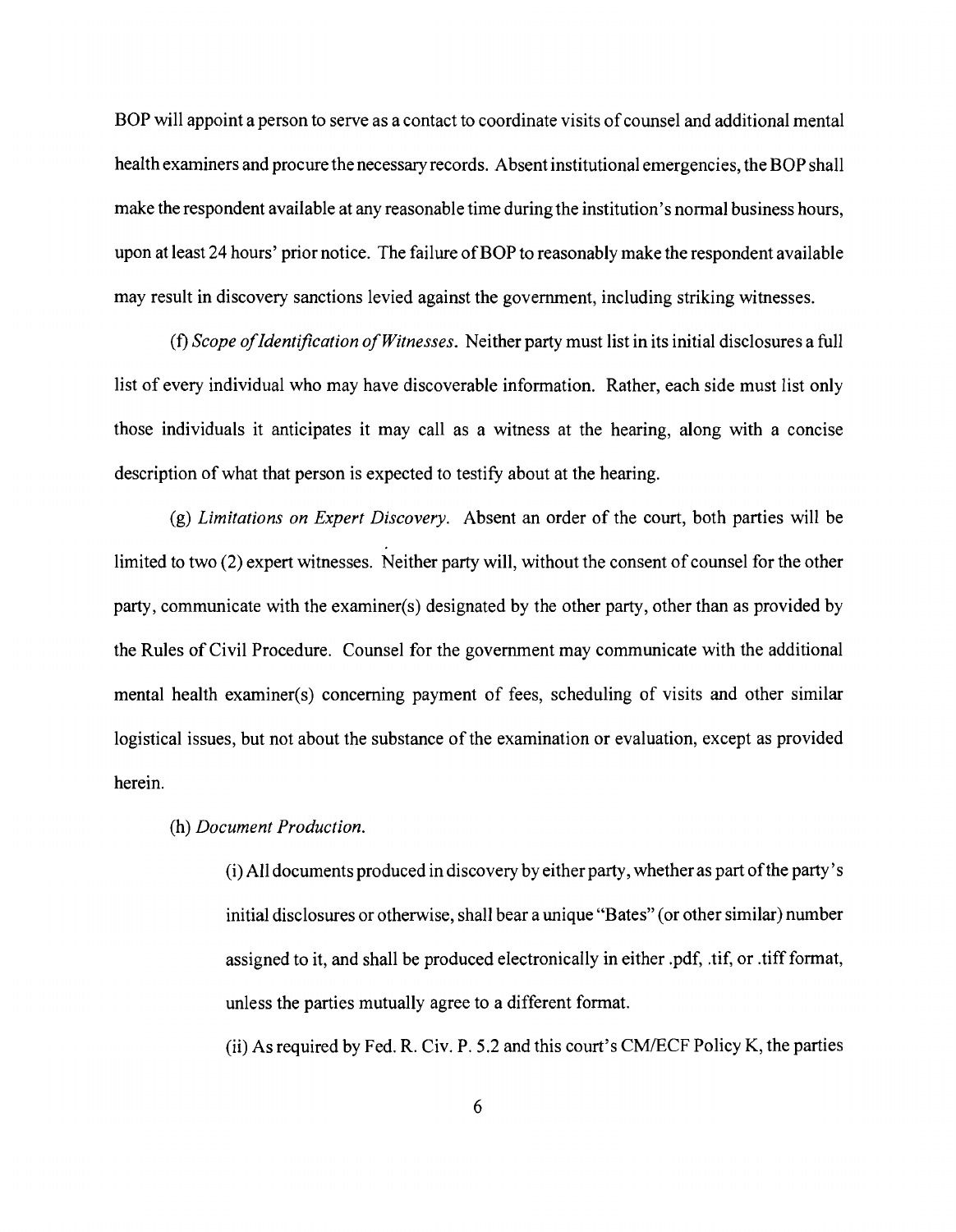BOP will appoint a person to serve as a contact to coordinate visits of counsel and additional mental health examiners and procure the necessary records. Absent institutional emergencies, the BOP shall make the respondent available at any reasonable time during the institution's normal business hours, upon at least 24 hours' prior notice. The failure of BOP to reasonably make the respondent available may result in discovery sanctions levied against the government, including striking witnesses.

(f) *Scope of Identification of Witnesses*. Neither party must list in its initial disclosures a full list of every individual who may have discoverable information. Rather, each side must list only those individuals it anticipates it may call as a witness at the hearing, along with a concise description of what that person is expected to testify about at the hearing.

(g) *Limitations on Expert Discovery*. Absent an order of the court, both parties will be limited to two (2) expert witnesses. Neither party will, without the consent of counsel for the other party, communicate with the examiner(s) designated by the other party, other than as provided by the Rules of Civil Procedure. Counsel for the government may communicate with the additional mental health examiner(s) concerning payment of fees, scheduling of visits and other similar logistical issues, but not about the substance of the examination or evaluation, except as provided herein.

(h) *Document Production*.

(i) All documents produced in discovery by either party, whether as part of the party's initial disclosures or otherwise, shall bear a unique "Bates" (or other similar) number assigned to it, and shall be produced electronically in either .pdf, .tif, or .tiff format, unless the parties mutually agree to a different format.

(ii) As required by Fed. R. Civ. P. 5.2 and this court's CM/ECF Policy K, the parties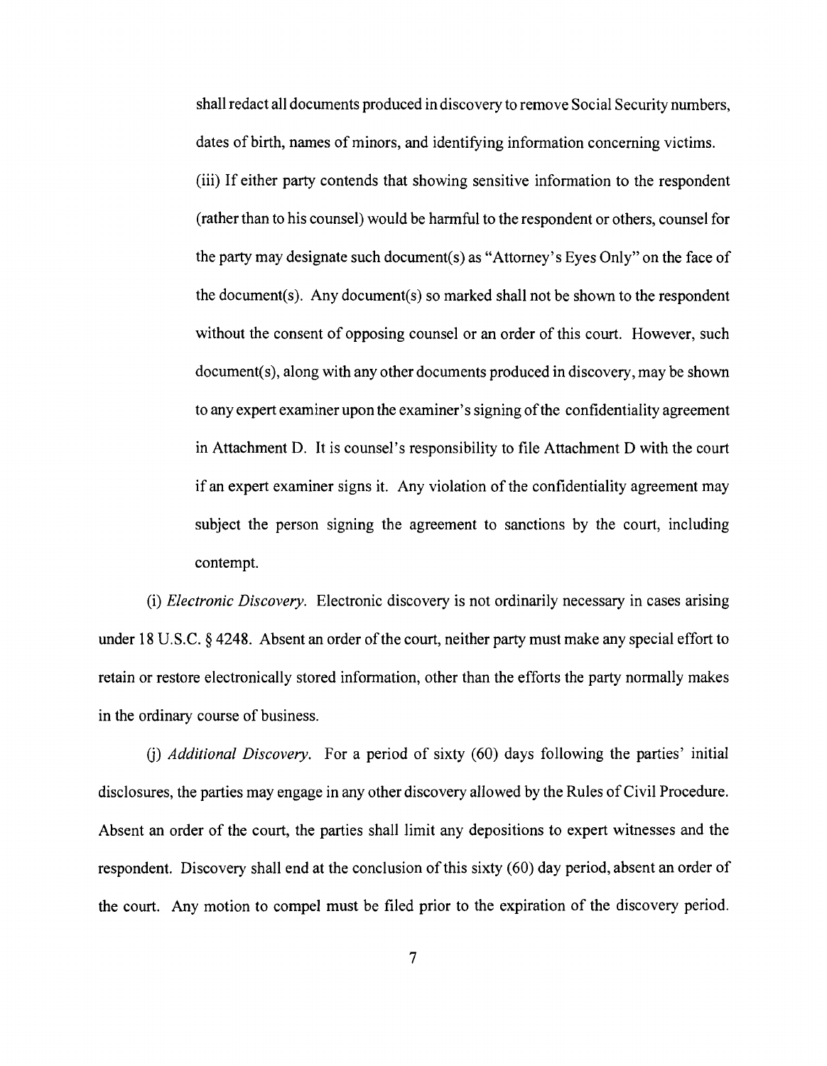shall redact all documents produced in discovery to remove Social Security numbers, dates of birth, names of minors, and identifying information concerning victims.

(iii) If either party contends that showing sensitive information to the respondent (rather than to his counsel) would be harmful to the respondent or others, counsel for the party may designate such document(s) as "Attorney's Eyes Only" on the face of the document(s). Any document(s) so marked shall not be shown to the respondent without the consent of opposing counsel or an order of this court. However, such document(s), along with any other documents produced in discovery, may be shown to any expert examiner upon the examiner's signing of the confidentiality agreement in Attachment D. It is counsel's responsibility to file Attachment D with the court if an expert examiner signs it. Any violation of the confidentiality agreement may subject the person signing the agreement to sanctions by the court, including contempt.

(i) *Electronic Discovery.* Electronic discovery is not ordinarily necessary in cases arising under 18 U.S.C. § 4248. Absent an order of the court, neither party must make any special effort to retain or restore electronically stored information, other than the efforts the party normally makes in the ordinary course of business.

(j) *Additional Discovery.* For a period of sixty (60) days following the parties' initial disclosures, the parties may engage in any other discovery allowed by the Rules of Civil Procedure. Absent an order of the court, the parties shall limit any depositions to expert witnesses and the respondent. Discovery shall end at the conclusion of this sixty (60) day period, absent an order of the court. Any motion to compel must be filed prior to the expiration of the discovery period.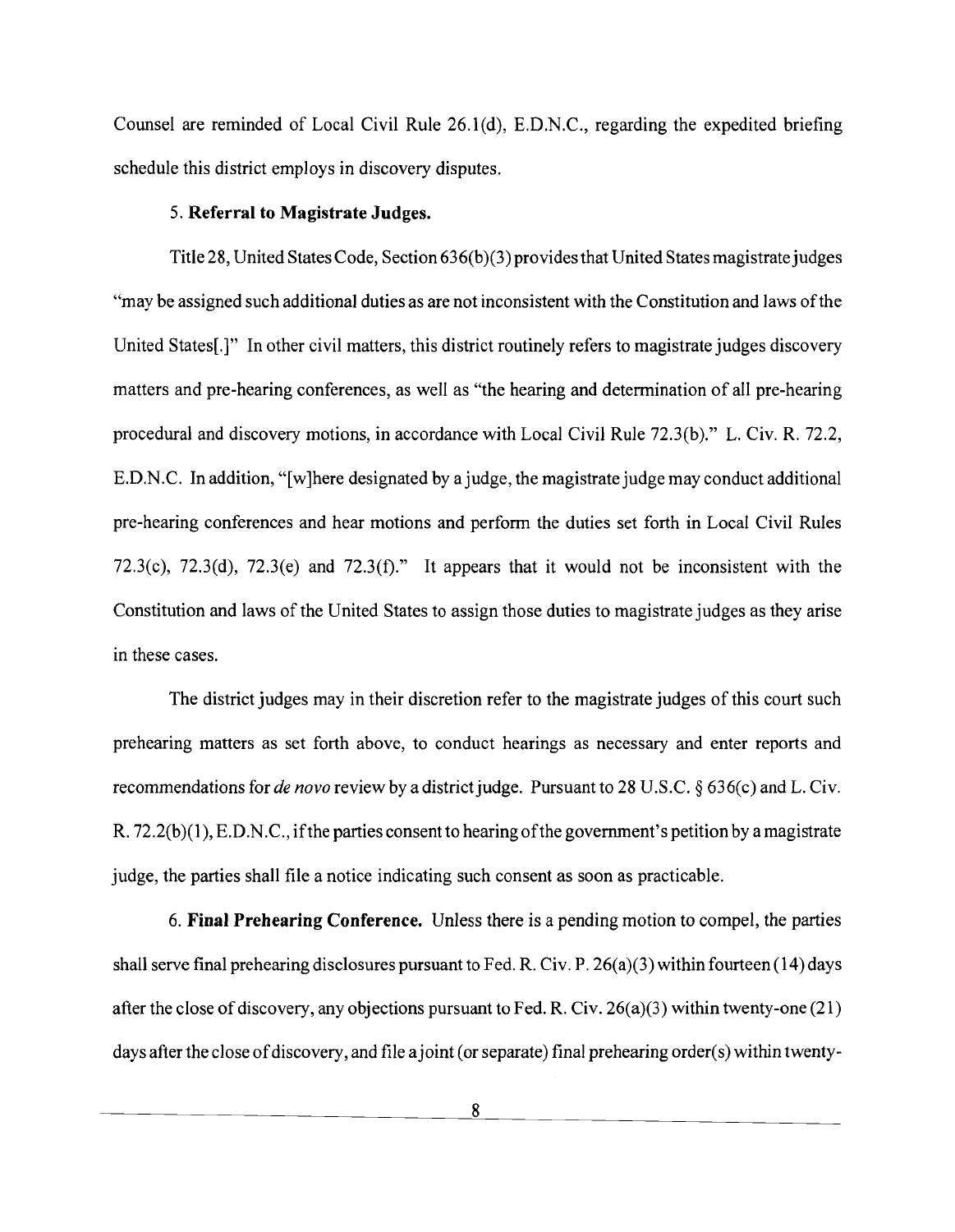Counsel are reminded of Local Civil Rule 26.1(d), E.D.N.C., regarding the expedited briefing schedule this district employs in discovery disputes.

5. **Referral to Magistrate Judges.**

Title 28, United States Code, Section 636(b)(3) provides that United States magistrate judges "may be assigned such additional duties as are not inconsistent with the Constitution and laws of the United States[.]" In other civil matters, this district routinely refers to magistrate judges discovery matters and pre-hearing conferences, as well as "the hearing and determination of all pre-hearing procedural and discovery motions, in accordance with Local Civil Rule 72.3(b)." L. Civ. R. 72.2, E.D.N.C. In addition, "[w]here designated by a judge, the magistrate judge may conduct additional pre-hearing conferences and hear motions and perform the duties set forth in Local Civil Rules 72.3(c), 72.3(d), 72.3(e) and 72.3(f)." It appears that it would not be inconsistent with the Constitution and laws of the United States to assign those duties to magistrate judges as they arise in these cases.

The district judges may in their discretion refer to the magistrate judges of this court such prehearing matters as set forth above, to conduct hearings as necessary and enter reports and recommendations for *de novo* review by a district judge. Pursuant to 28 U.S.C. § 636(c) and L. Civ. R. 72.2(b)(1), E.D.N.C., if the parties consent to hearing of the government's petition by a magistrate judge, the parties shall file a notice indicating such consent as soon as practicable.

6. **Final Prehearing Conference.** Unless there is a pending motion to compel, the parties shall serve final prehearing disclosures pursuant to Fed. R. Civ. P. 26(a)(3) within fourteen (14) days after the close of discovery, any objections pursuant to Fed. R. Civ. 26(a)(3) within twenty-one (21) days after the close of discovery, and file a joint (or separate) final prehearing order(s) within twenty-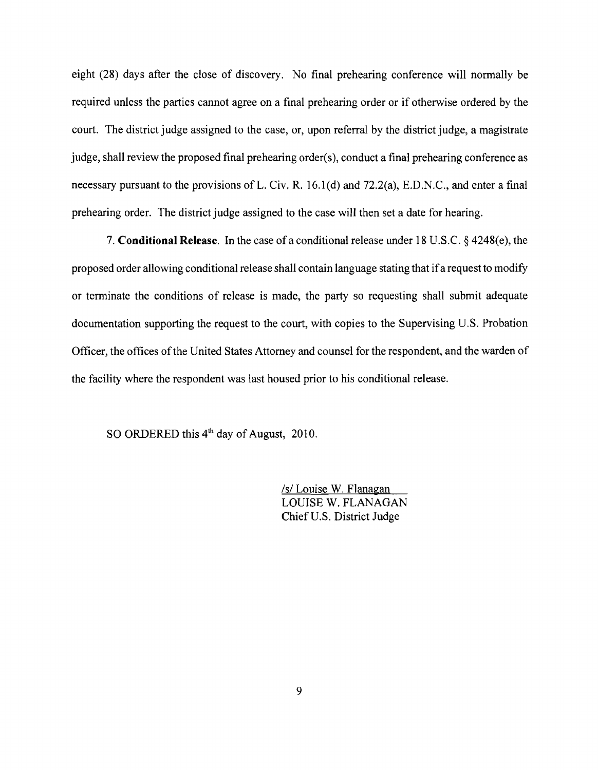eight (28) days after the close of discovery. No final prehearing conference will normally be required unless the parties cannot agree on a final prehearing order or if otherwise ordered by the court. The district judge assigned to the case, or, upon referral by the district judge, a magistrate judge, shall review the proposed final prehearing order(s), conduct a final prehearing conference as necessary pursuant to the provisions of L. Civ. R. 16.1(d) and 72.2(a), E.D.N.C., and enter a final prehearing order. The district judge assigned to the case will then set a date for hearing.

7. **Conditional Release**. In the case of a conditional release under 18 U.S.C. § 4248(e), the proposed order allowing conditional release shall contain language stating that if a request to modify or terminate the conditions of release is made, the party so requesting shall submit adequate documentation supporting the request to the court, with copies to the Supervising U.S. Probation Officer, the offices of the United States Attorney and counsel for the respondent, and the warden of the facility where the respondent was last housed prior to his conditional release.

SO ORDERED this 4th day of August, 2010.

/s/ Louise W. Flanagan
LOUISE W. FLANAGAN
Chief U.S. District Judge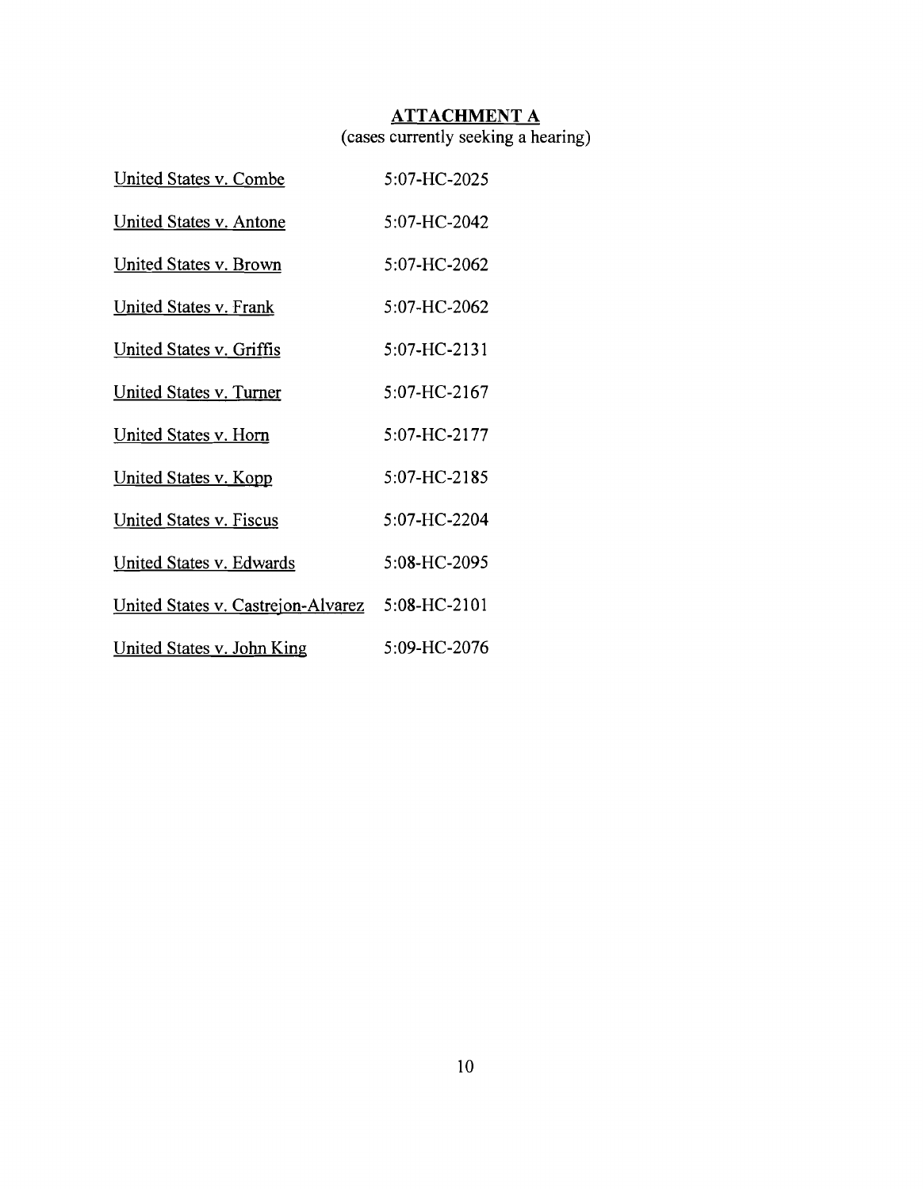## ATTACHMENT A

(cases currently seeking a hearing)

| | |
|---|---|
| United States v. Combe | 5:07-HC-2025 |
| United States v. Antone | 5:07-HC-2042 |
| United States v. Brown | 5:07-HC-2062 |
| United States v. Frank | 5:07-HC-2062 |
| United States v. Griffis | 5:07-HC-2131 |
| United States v. Turner | 5:07-HC-2167 |
| United States v. Horn | 5:07-HC-2177 |
| United States v. Kopp | 5:07-HC-2185 |
| United States v. Fiscus | 5:07-HC-2204 |
| United States v. Edwards | 5:08-HC-2095 |
| United States v. Castrejon-Alvarez | 5:08-HC-2101 |
| United States v. John King | 5:09-HC-2076 |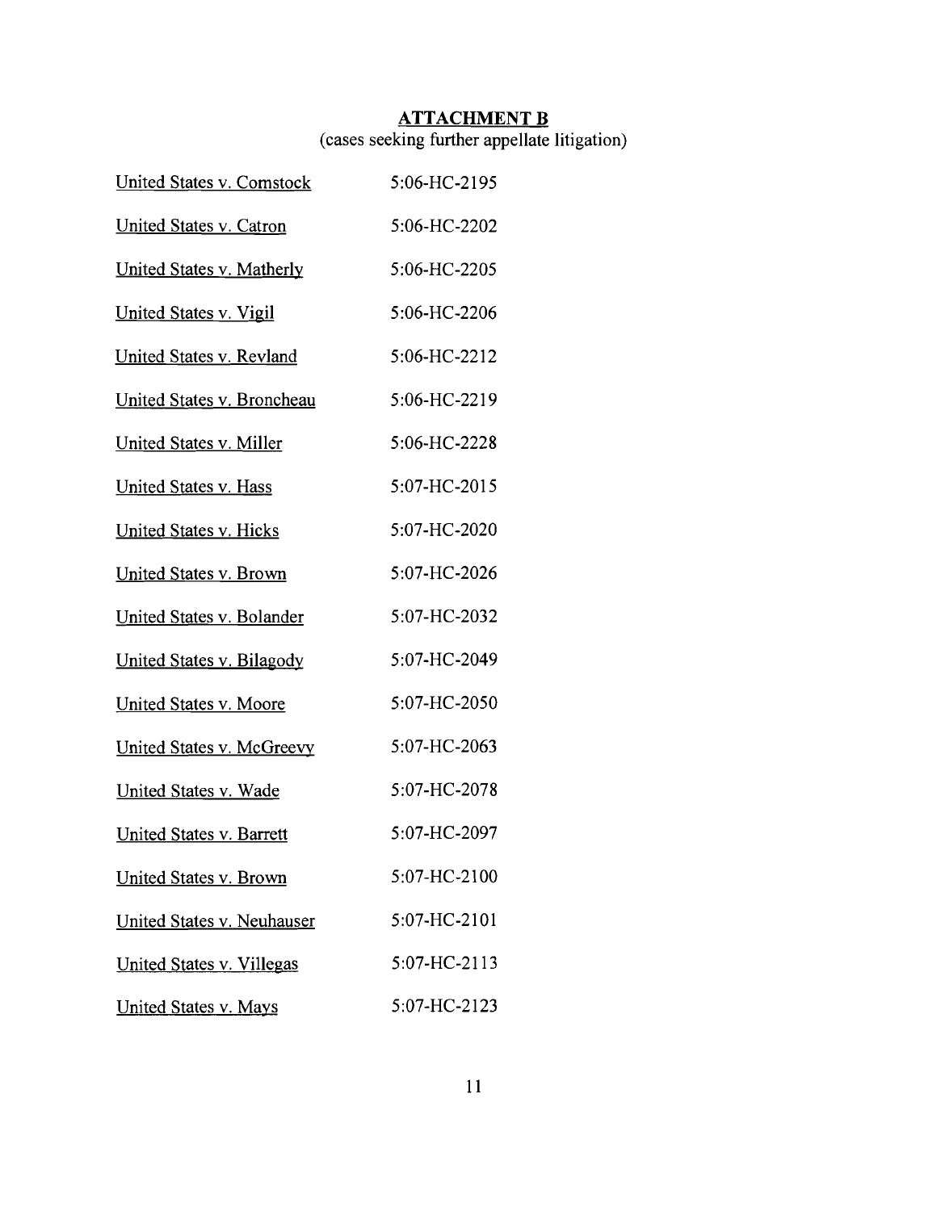**ATTACHMENT B**

(cases seeking further appellate litigation)

| | |
|---|---|
| United States v. Comstock | 5:06-HC-2195 |
| United States v. Catron | 5:06-HC-2202 |
| United States v. Matherly | 5:06-HC-2205 |
| United States v. Vigil | 5:06-HC-2206 |
| United States v. Revland | 5:06-HC-2212 |
| United States v. Broncheau | 5:06-HC-2219 |
| United States v. Miller | 5:06-HC-2228 |
| United States v. Hass | 5:07-HC-2015 |
| United States v. Hicks | 5:07-HC-2020 |
| United States v. Brown | 5:07-HC-2026 |
| United States v. Bolander | 5:07-HC-2032 |
| United States v. Bilagody | 5:07-HC-2049 |
| United States v. Moore | 5:07-HC-2050 |
| United States v. McGreevy | 5:07-HC-2063 |
| United States v. Wade | 5:07-HC-2078 |
| United States v. Barrett | 5:07-HC-2097 |
| United States v. Brown | 5:07-HC-2100 |
| United States v. Neuhauser | 5:07-HC-2101 |
| United States v. Villegas | 5:07-HC-2113 |
| United States v. Mays | 5:07-HC-2123 |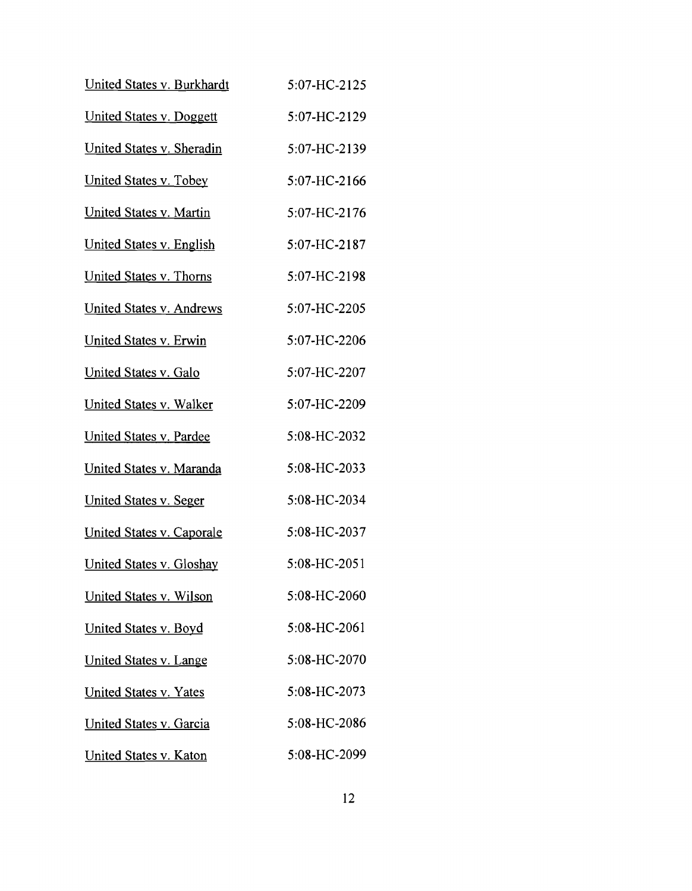| | |
|---|---|
| United States v. Burkhardt | 5:07-HC-2125 |
| United States v. Doggett | 5:07-HC-2129 |
| United States v. Sheradin | 5:07-HC-2139 |
| United States v. Tobey | 5:07-HC-2166 |
| United States v. Martin | 5:07-HC-2176 |
| United States v. English | 5:07-HC-2187 |
| United States v. Thorns | 5:07-HC-2198 |
| United States v. Andrews | 5:07-HC-2205 |
| United States v. Erwin | 5:07-HC-2206 |
| United States v. Galo | 5:07-HC-2207 |
| United States v. Walker | 5:07-HC-2209 |
| United States v. Pardee | 5:08-HC-2032 |
| United States v. Maranda | 5:08-HC-2033 |
| United States v. Seger | 5:08-HC-2034 |
| United States v. Caporale | 5:08-HC-2037 |
| United States v. Gloshay | 5:08-HC-2051 |
| United States v. Wilson | 5:08-HC-2060 |
| United States v. Boyd | 5:08-HC-2061 |
| United States v. Lange | 5:08-HC-2070 |
| United States v. Yates | 5:08-HC-2073 |
| United States v. Garcia | 5:08-HC-2086 |
| United States v. Katon | 5:08-HC-2099 |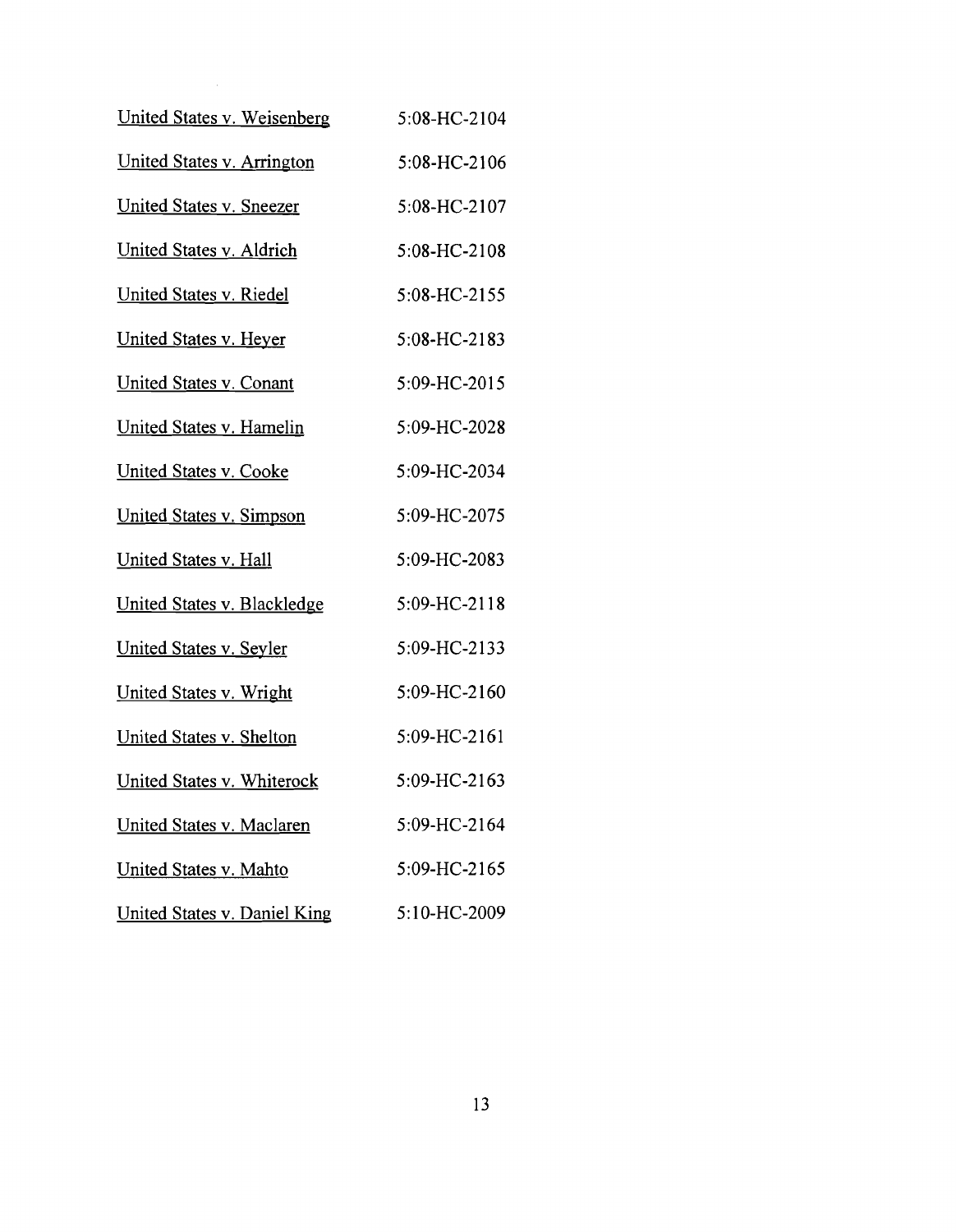| | |
|---|---|
| <u>United States v. Weisenberg</u> | 5:08-HC-2104 |
| <u>United States v. Arrington</u> | 5:08-HC-2106 |
| <u>United States v. Sneezer</u> | 5:08-HC-2107 |
| <u>United States v. Aldrich</u> | 5:08-HC-2108 |
| <u>United States v. Riedel</u> | 5:08-HC-2155 |
| <u>United States v. Heyer</u> | 5:08-HC-2183 |
| <u>United States v. Conant</u> | 5:09-HC-2015 |
| <u>United States v. Hamelin</u> | 5:09-HC-2028 |
| <u>United States v. Cooke</u> | 5:09-HC-2034 |
| <u>United States v. Simpson</u> | 5:09-HC-2075 |
| <u>United States v. Hall</u> | 5:09-HC-2083 |
| <u>United States v. Blackledge</u> | 5:09-HC-2118 |
| <u>United States v. Seyler</u> | 5:09-HC-2133 |
| <u>United States v. Wright</u> | 5:09-HC-2160 |
| <u>United States v. Shelton</u> | 5:09-HC-2161 |
| <u>United States v. Whiterock</u> | 5:09-HC-2163 |
| <u>United States v. Maclaren</u> | 5:09-HC-2164 |
| <u>United States v. Mahto</u> | 5:09-HC-2165 |
| <u>United States v. Daniel King</u> | 5:10-HC-2009 |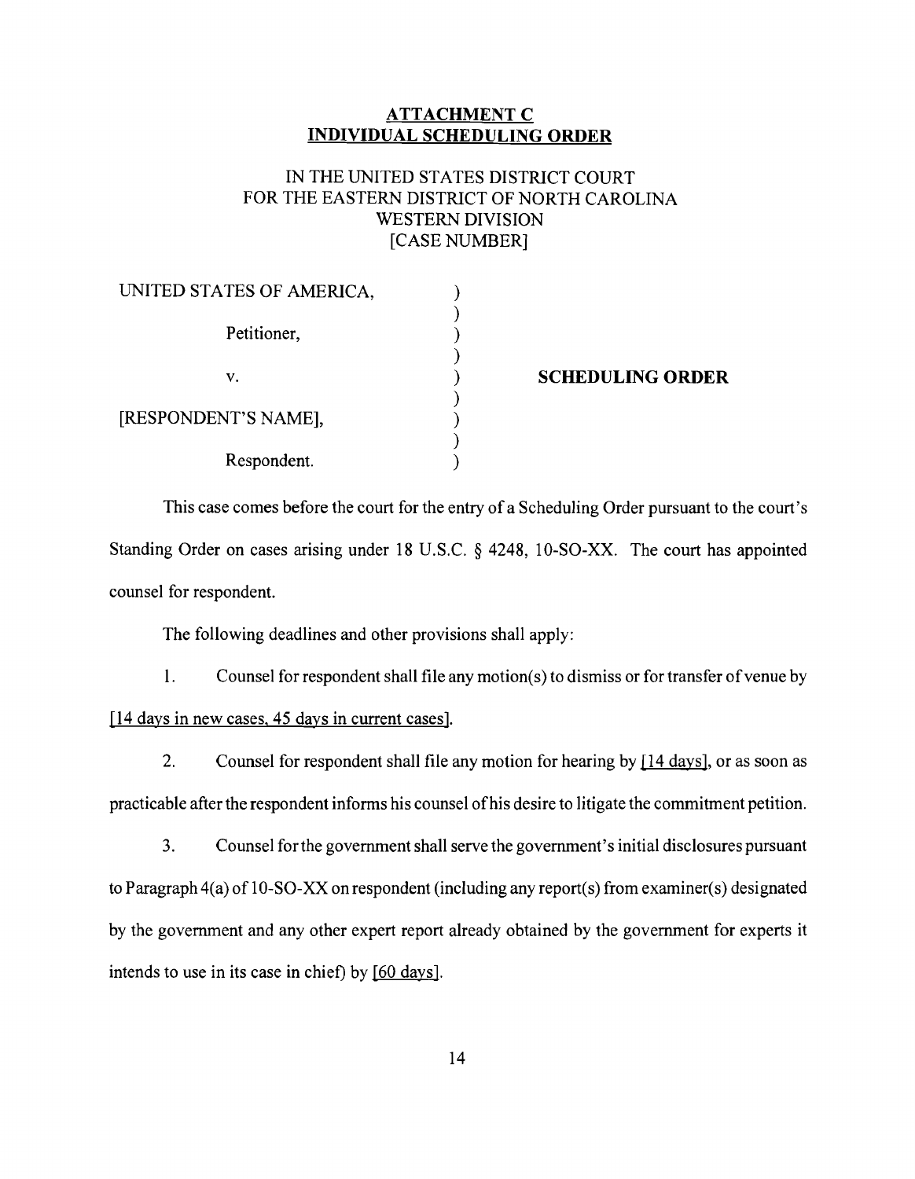## ATTACHMENT C
## INDIVIDUAL SCHEDULING ORDER

IN THE UNITED STATES DISTRICT COURT
FOR THE EASTERN DISTRICT OF NORTH CAROLINA
WESTERN DIVISION
[CASE NUMBER]

| | | |
|---|---|---|
| UNITED STATES OF AMERICA, | ) | |
| Petitioner, | ) | |
| v. | ) | **SCHEDULING ORDER** |
| [RESPONDENT'S NAME], | ) | |
| Respondent. | ) | |

This case comes before the court for the entry of a Scheduling Order pursuant to the court's Standing Order on cases arising under 18 U.S.C. § 4248, 10-SO-XX. The court has appointed counsel for respondent.

The following deadlines and other provisions shall apply:

1. Counsel for respondent shall file any motion(s) to dismiss or for transfer of venue by [14 days in new cases, 45 days in current cases].

2. Counsel for respondent shall file any motion for hearing by [14 days], or as soon as practicable after the respondent informs his counsel of his desire to litigate the commitment petition.

3. Counsel for the government shall serve the government's initial disclosures pursuant to Paragraph 4(a) of 10-SO-XX on respondent (including any report(s) from examiner(s) designated by the government and any other expert report already obtained by the government for experts it intends to use in its case in chief) by [60 days].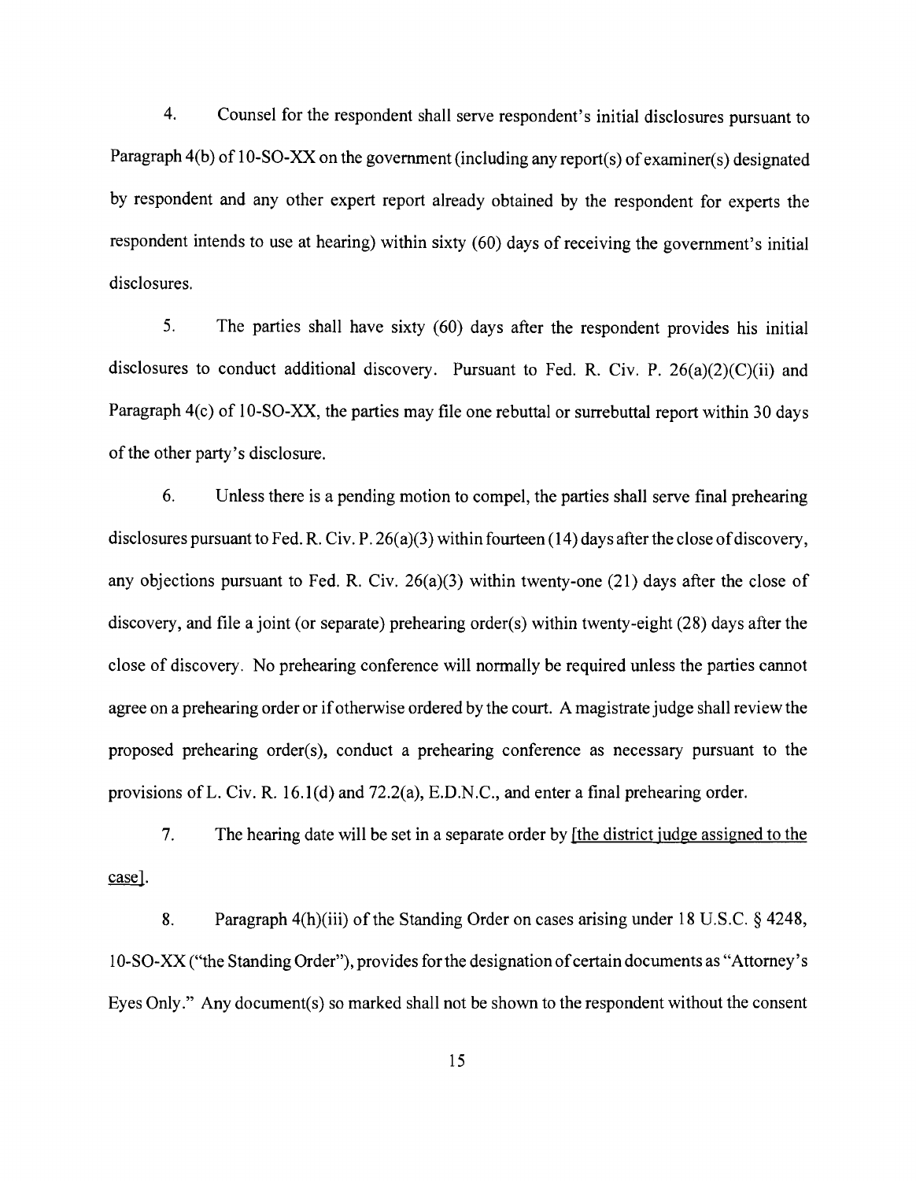4. Counsel for the respondent shall serve respondent's initial disclosures pursuant to Paragraph 4(b) of 10-SO-XX on the government (including any report(s) of examiner(s) designated by respondent and any other expert report already obtained by the respondent for experts the respondent intends to use at hearing) within sixty (60) days of receiving the government's initial disclosures.

5. The parties shall have sixty (60) days after the respondent provides his initial disclosures to conduct additional discovery. Pursuant to Fed. R. Civ. P. 26(a)(2)(C)(ii) and Paragraph 4(c) of 10-SO-XX, the parties may file one rebuttal or surrebuttal report within 30 days of the other party's disclosure.

6. Unless there is a pending motion to compel, the parties shall serve final prehearing disclosures pursuant to Fed. R. Civ. P. 26(a)(3) within fourteen (14) days after the close of discovery, any objections pursuant to Fed. R. Civ. 26(a)(3) within twenty-one (21) days after the close of discovery, and file a joint (or separate) prehearing order(s) within twenty-eight (28) days after the close of discovery. No prehearing conference will normally be required unless the parties cannot agree on a prehearing order or if otherwise ordered by the court. A magistrate judge shall review the proposed prehearing order(s), conduct a prehearing conference as necessary pursuant to the provisions of L. Civ. R. 16.1(d) and 72.2(a), E.D.N.C., and enter a final prehearing order.

7. The hearing date will be set in a separate order by <u>[the district judge assigned to the case]</u>.

8. Paragraph 4(h)(iii) of the Standing Order on cases arising under 18 U.S.C. § 4248, 10-SO-XX ("the Standing Order"), provides for the designation of certain documents as "Attorney's Eyes Only." Any document(s) so marked shall not be shown to the respondent without the consent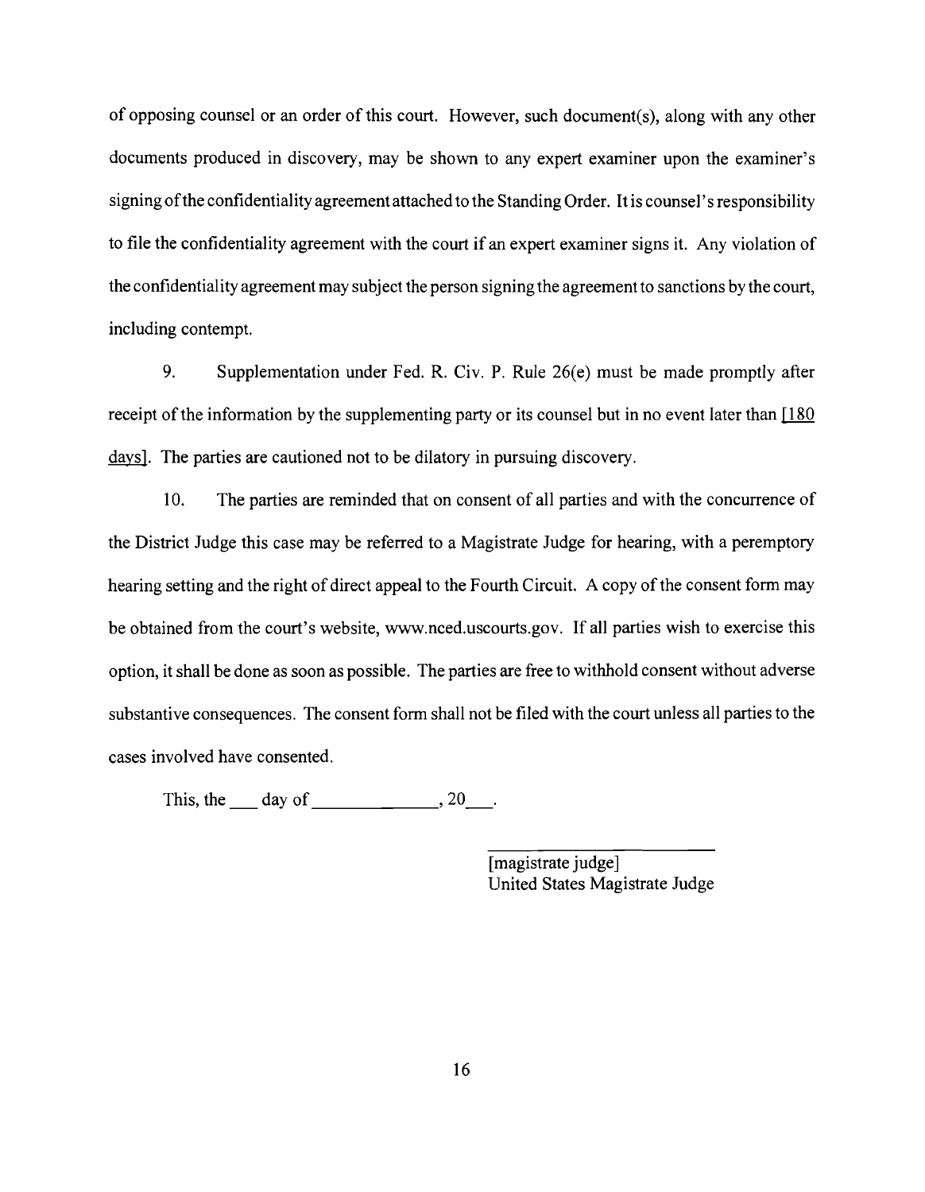of opposing counsel or an order of this court. However, such document(s), along with any other documents produced in discovery, may be shown to any expert examiner upon the examiner's signing of the confidentiality agreement attached to the Standing Order. It is counsel's responsibility to file the confidentiality agreement with the court if an expert examiner signs it. Any violation of the confidentiality agreement may subject the person signing the agreement to sanctions by the court, including contempt.

9. Supplementation under Fed. R. Civ. P. Rule 26(e) must be made promptly after receipt of the information by the supplementing party or its counsel but in no event later than [180 days]. The parties are cautioned not to be dilatory in pursuing discovery.

10. The parties are reminded that on consent of all parties and with the concurrence of the District Judge this case may be referred to a Magistrate Judge for hearing, with a peremptory hearing setting and the right of direct appeal to the Fourth Circuit. A copy of the consent form may be obtained from the court's website, www.nced.uscourts.gov. If all parties wish to exercise this option, it shall be done as soon as possible. The parties are free to withhold consent without adverse substantive consequences. The consent form shall not be filed with the court unless all parties to the cases involved have consented.

This, the ___ day of _____________, 20___.

_______________________
[magistrate judge]
United States Magistrate Judge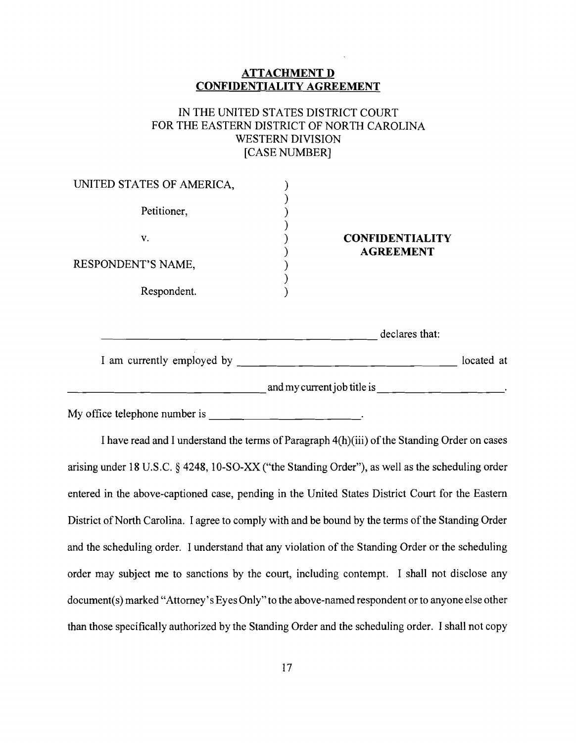**ATTACHMENT D**
**CONFIDENTIALITY AGREEMENT**

IN THE UNITED STATES DISTRICT COURT
FOR THE EASTERN DISTRICT OF NORTH CAROLINA
WESTERN DIVISION
[CASE NUMBER]

| | | |
|---|---|---|
| UNITED STATES OF AMERICA, | ) | |
| | ) | |
| Petitioner, | ) | |
| | ) | |
| v. | ) | **CONFIDENTIALITY** |
| | ) | **AGREEMENT** |
| RESPONDENT'S NAME, | ) | |
| | ) | |
| Respondent. | ) | |

______________________________________________ declares that:

I am currently employed by ____________________________________ located at ____________________________________ and my current job title is ______________________.

My office telephone number is __________________________.

I have read and I understand the terms of Paragraph 4(h)(iii) of the Standing Order on cases arising under 18 U.S.C. § 4248, 10-SO-XX ("the Standing Order"), as well as the scheduling order entered in the above-captioned case, pending in the United States District Court for the Eastern District of North Carolina. I agree to comply with and be bound by the terms of the Standing Order and the scheduling order. I understand that any violation of the Standing Order or the scheduling order may subject me to sanctions by the court, including contempt. I shall not disclose any document(s) marked "Attorney's Eyes Only" to the above-named respondent or to anyone else other than those specifically authorized by the Standing Order and the scheduling order. I shall not copy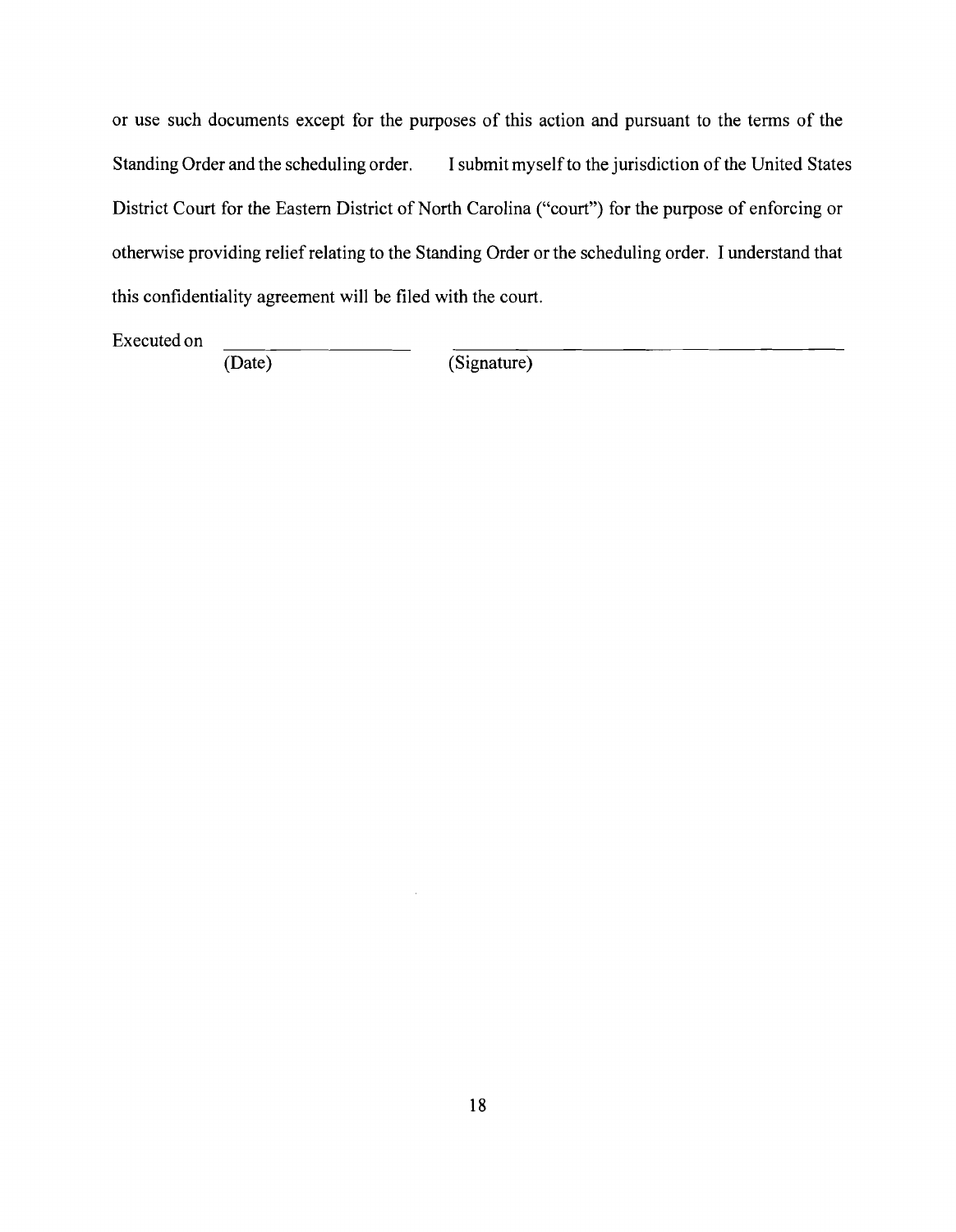or use such documents except for the purposes of this action and pursuant to the terms of the Standing Order and the scheduling order. I submit myself to the jurisdiction of the United States District Court for the Eastern District of North Carolina ("court") for the purpose of enforcing or otherwise providing relief relating to the Standing Order or the scheduling order. I understand that this confidentiality agreement will be filed with the court.

Executed on \_\_\_\_\_\_\_\_\_\_\_\_\_\_\_\_\_\_ \_\_\_\_\_\_\_\_\_\_\_\_\_\_\_\_\_\_\_\_\_\_\_\_\_\_\_\_\_\_\_\_\_\_\_\_

(Date) (Signature)